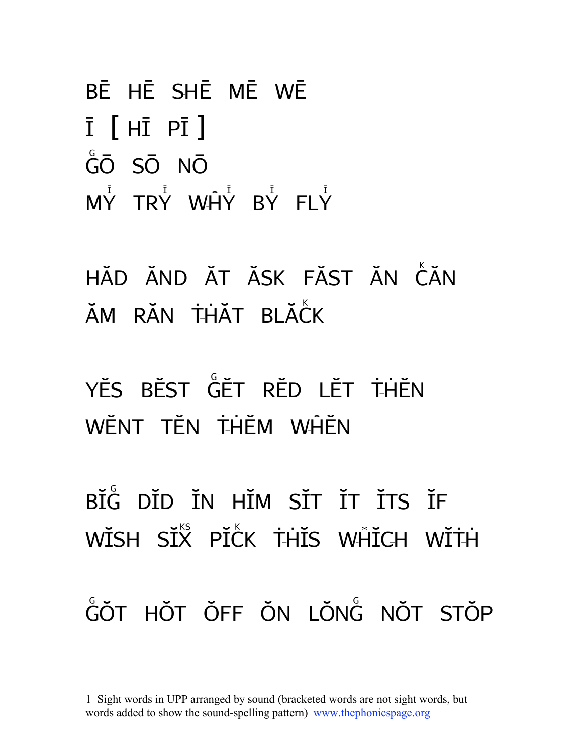BĒ HĒ SHĒ MĒ WĒ

Ī [ HĪ PĪ ]

GŌ SŌ NŌ

MY TRY WHY BY FLY

HĂD ĂND ĂT ĂSK FĂST ĂN CĂN

ĂM RĂN THĂT BLĂCK

YĔS BĔST GĔT RĔD LĔT THĔN

WĔNT TĔN THĔM WHĔN

BĬG DĬD ĬN HĬM SĬT ĬT ĬTS ĬF

WĬSH SĬX PĬCK THĬS WHĬCH WĬTH

GŎT HŎT ŎFF ŎN LŎNG NŎT STŎP

1 Sight words in UPP arranged by sound (bracketed words are not sight words, but words added to show the sound-spelling pattern) www.thephonicspage.org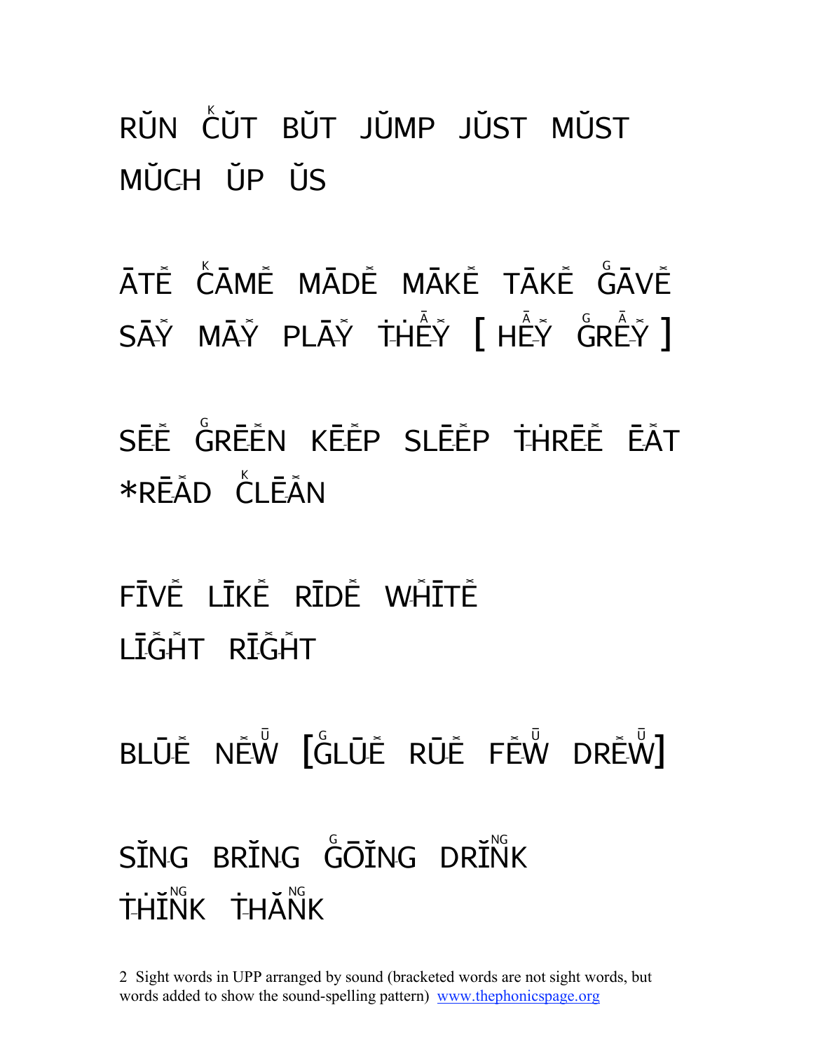RŬN C̆ŬT BŬT JŬMP JŬST MŬST
MŬCH ŬP ŬS

ĀTĔ CĀMĔ MĀDĔ MĀKĔ TĀKĔ GĀVĔ
SĀY MĀY PLĀY THĒY [ HĒY GRĒY ]

SĒĒ GRĒĒN KĒĒP SLĒĒP THRĒĒ ĒĂT
*RĒĂD CLĒĂN

FĪVĔ LĪKĔ RĪDĔ WHĪTĔ
LĪGHT RĪGHT

BLŪĔ NĔW [GLŪĔ RŪĔ FĔW DRĔW]

SĬNG BRĬNG GŌĬNG DRĬNK
THĬNK THĂNK

2 Sight words in UPP arranged by sound (bracketed words are not sight words, but words added to show the sound-spelling pattern) www.thephonicspage.org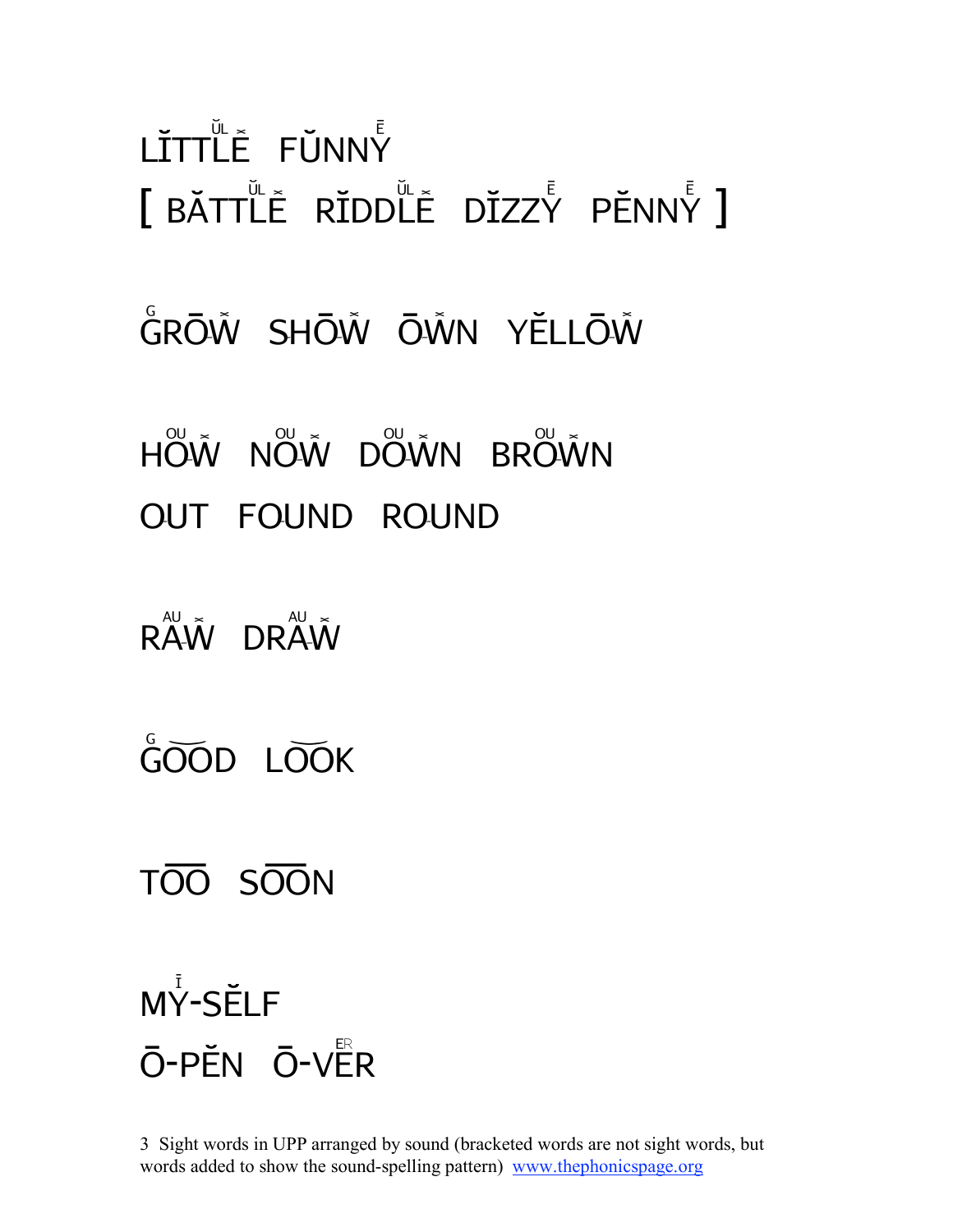LĬTTLĒ FŬNNY̆

[ BĂTTLĒ RĬDDLĒ DĬZZY̆ PĔNNY̆ ]

GRŌW SHŌW ŌWN YĔLLŌW

HOW NOW DOWN BROWN

OUT FOUND ROUND

RAW DRAW

GOOD LOOK

TOO SOON

MY̆-SĔLF

Ō-PĔN Ō-VER

3 Sight words in UPP arranged by sound (bracketed words are not sight words, but words added to show the sound-spelling pattern) www.thephonicspage.org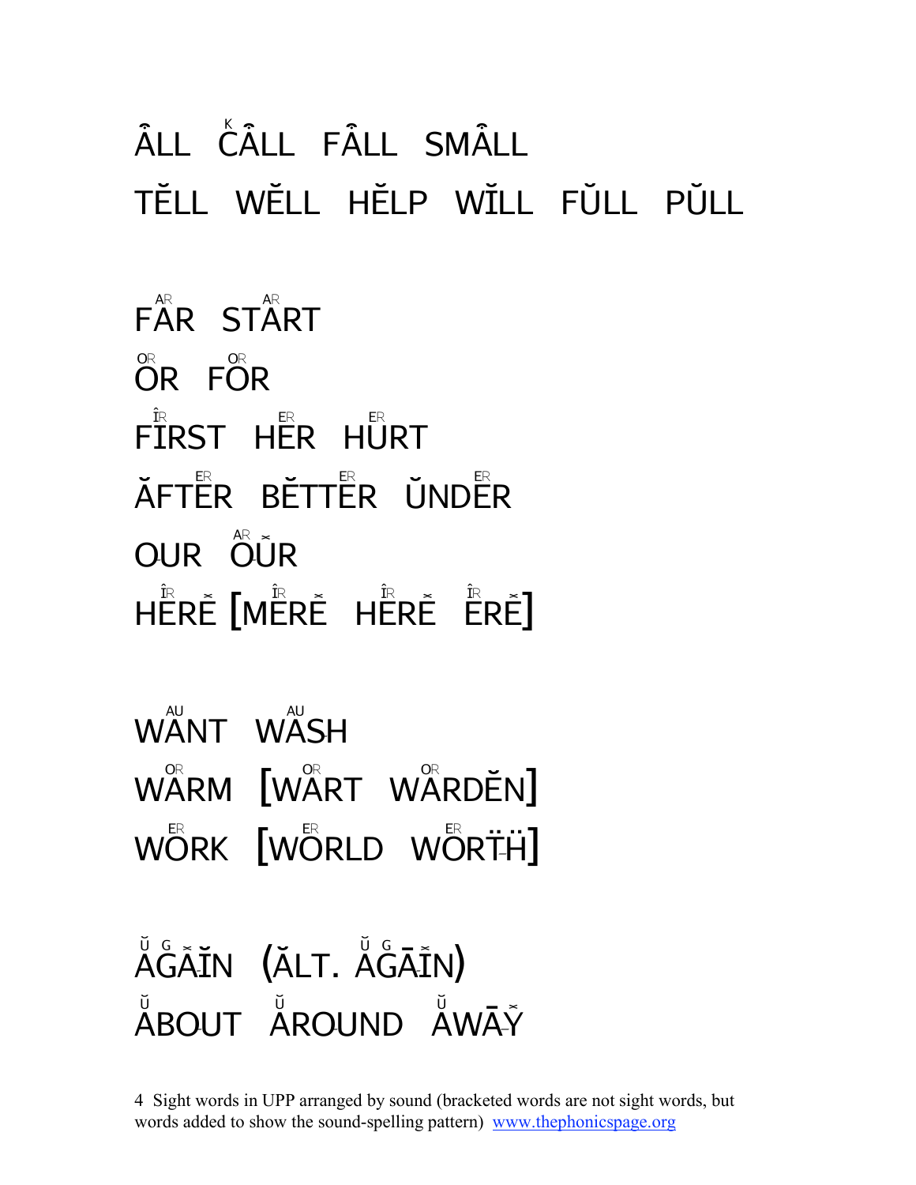ÂLL   ČÂLL   FÂLL   SMÂLL

TĔLL   WĔLL   HĔLP   WĬLL   FŬLL   PŬLL

FAR   START

OR   FOR

FIRST   HER   HURT

ĂFTER   BĔTTER   ŬNDER

OUR   OŬR

HĒRĔ [MĒRĔ   HĒRĔ   ĒRĔ]

WANT   WASH

WARM   [WART   WARDĔN]

WORK   [WORLD   WORTH]

ĂGĀĬN   (ĂLT. ĂGĀĬN)

ĂBOUT   ĂROUND   ĂWĀY

4 Sight words in UPP arranged by sound (bracketed words are not sight words, but words added to show the sound-spelling pattern) www.thephonicspage.org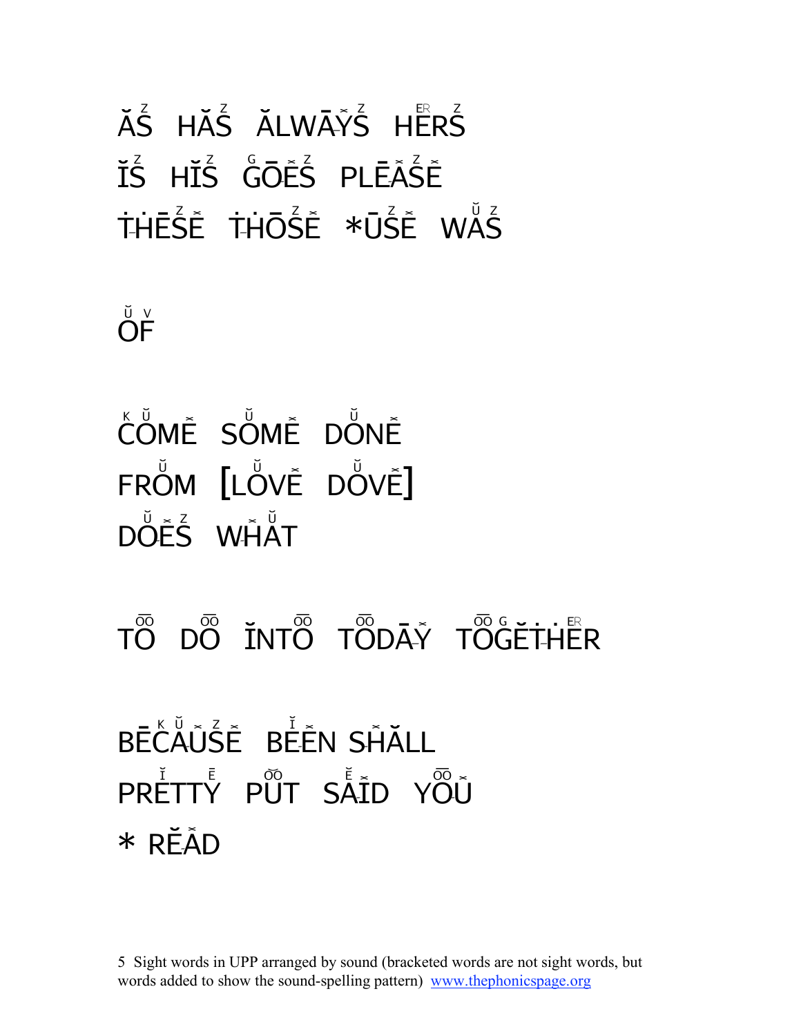ĂS HĂS ĂLWĀYS HERS

ĬS HĬS GŌES PLĒASE

THĒSE THŌSE *ŪSE WAS

OF

COME SOME DONE

FROM [LOVE DOVE]

DOES WHAT

TO DO ĬNTO TODĀY TOGĔTHER

BĒCAUSE BEEN SHĂLL

PRETTY PUT SAID YOU

* RĔĂD

5 Sight words in UPP arranged by sound (bracketed words are not sight words, but words added to show the sound-spelling pattern) www.thephonicspage.org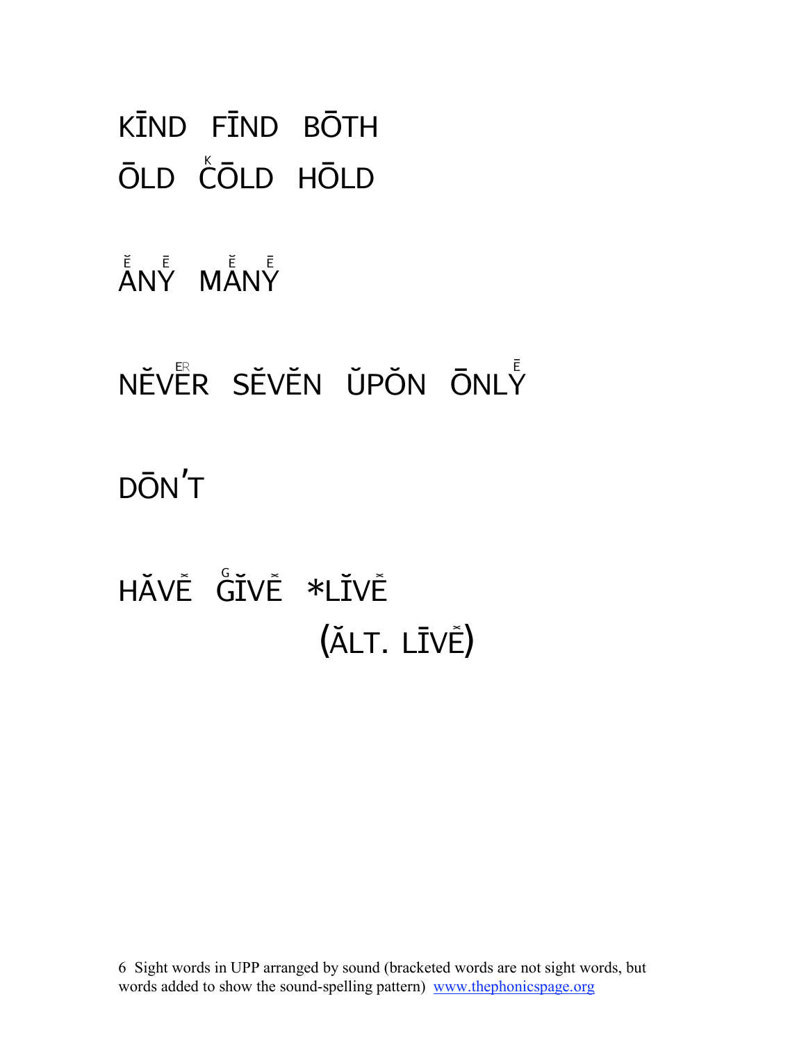KĪND FĪND BŌTH

ŌLD C̊ŌLD HŌLD

ĂNY MĂNY

NĔVĔR SĔVĔN ŬPŎN ŌNLY

DŌN'T

HĂVĔ ĞĬVĔ *LĬVĔ

(ĂLT. LĪVĔ)

6 Sight words in UPP arranged by sound (bracketed words are not sight words, but words added to show the sound-spelling pattern) www.thephonicspage.org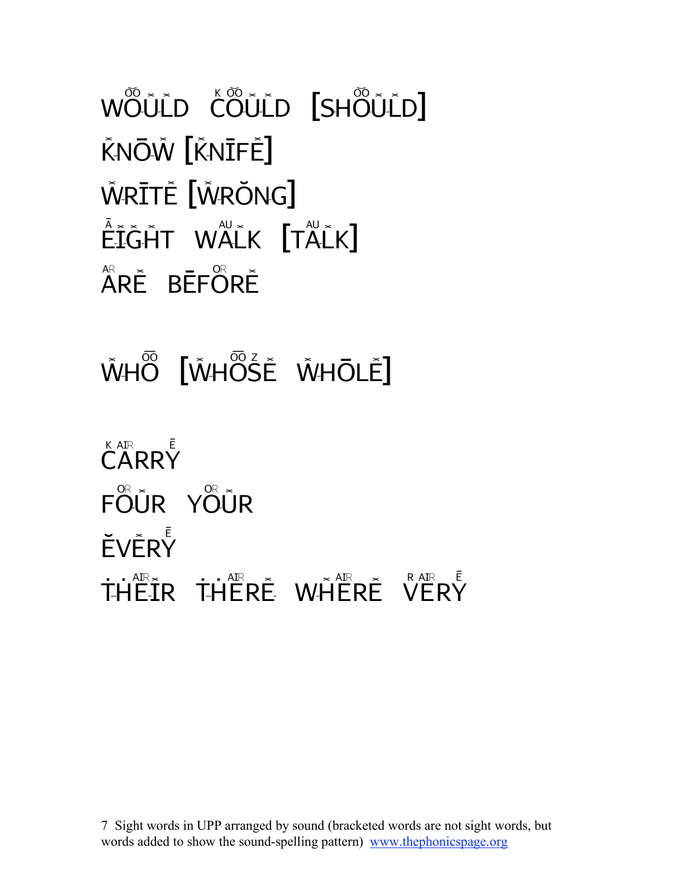WOULD COULD [SHOULD]

KNOW [KNIFE]

WRITE [WRONG]

EIGHT WALK [TALK]

ARE BEFORE

WHO [WHOSE WHOLE]

CARRY

FOUR YOUR

EVERY

THEIR THERE WHERE VERY

7 Sight words in UPP arranged by sound (bracketed words are not sight words, but words added to show the sound-spelling pattern) www.thephonicspage.org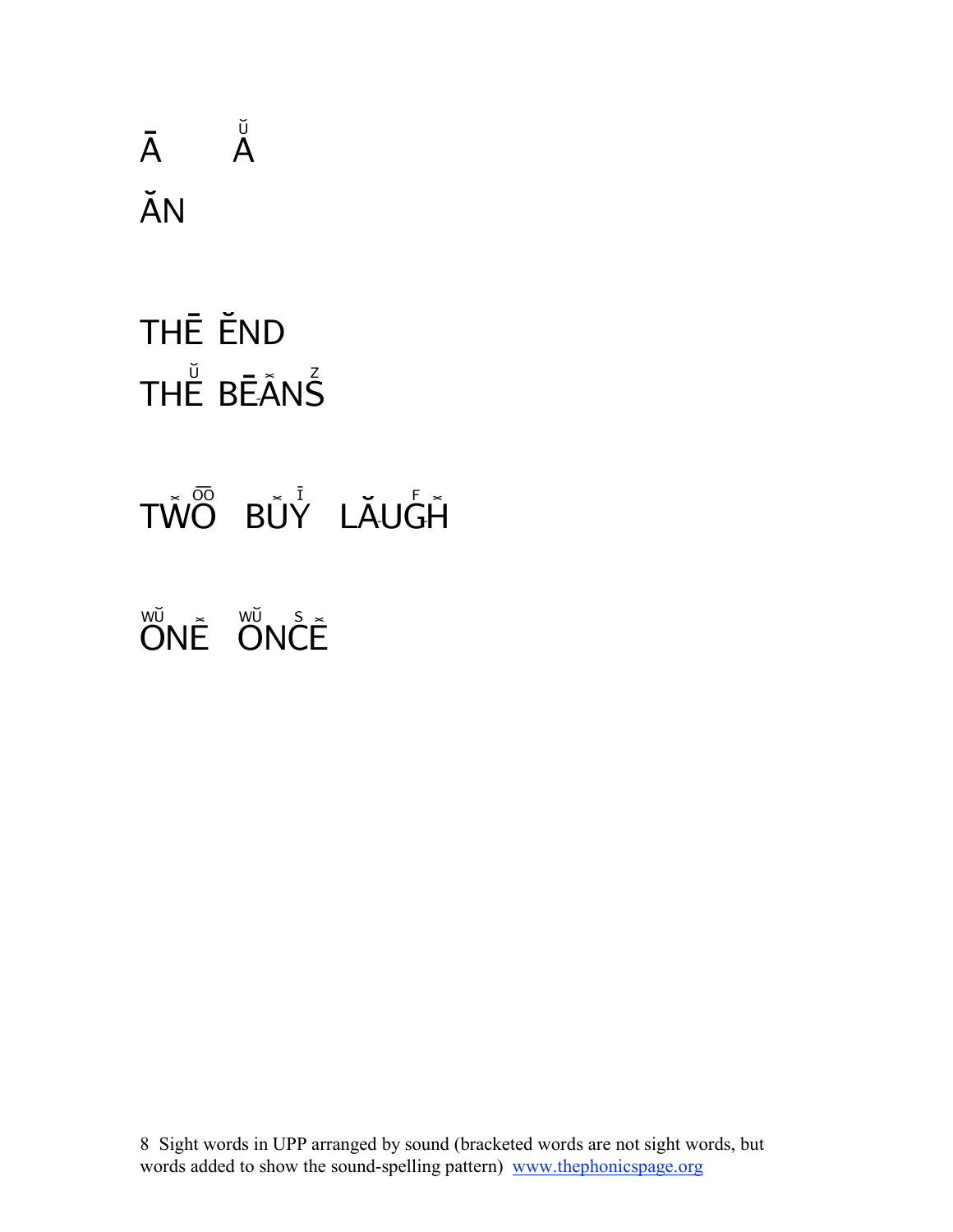Ā Ă

ĂN

THĒ ĔND

THĔ BĒĂNŠ

TWŌ BŬY LĂUGH

ŌNĔ ŌNCĔ

8 Sight words in UPP arranged by sound (bracketed words are not sight words, but words added to show the sound-spelling pattern) www.thephonicspage.org